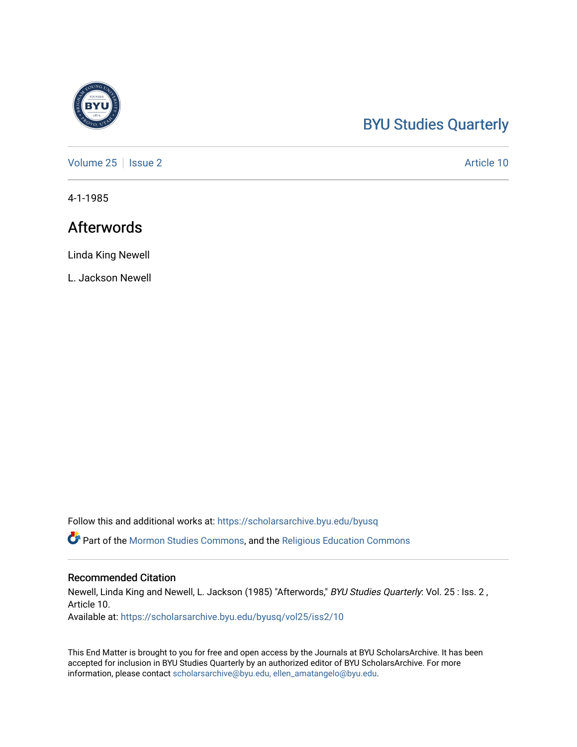# BYU Studies Quarterly

Volume 25 | Issue 2 | Article 10

4-1-1985

## Afterwords

Linda King Newell

L. Jackson Newell

Follow this and additional works at: https://scholarsarchive.byu.edu/byusq

Part of the Mormon Studies Commons, and the Religious Education Commons

### Recommended Citation

Newell, Linda King and Newell, L. Jackson (1985) "Afterwords," *BYU Studies Quarterly*: Vol. 25 : Iss. 2 , Article 10.

Available at: https://scholarsarchive.byu.edu/byusq/vol25/iss2/10

This End Matter is brought to you for free and open access by the Journals at BYU ScholarsArchive. It has been accepted for inclusion in BYU Studies Quarterly by an authorized editor of BYU ScholarsArchive. For more information, please contact scholarsarchive@byu.edu, ellen_amatangelo@byu.edu.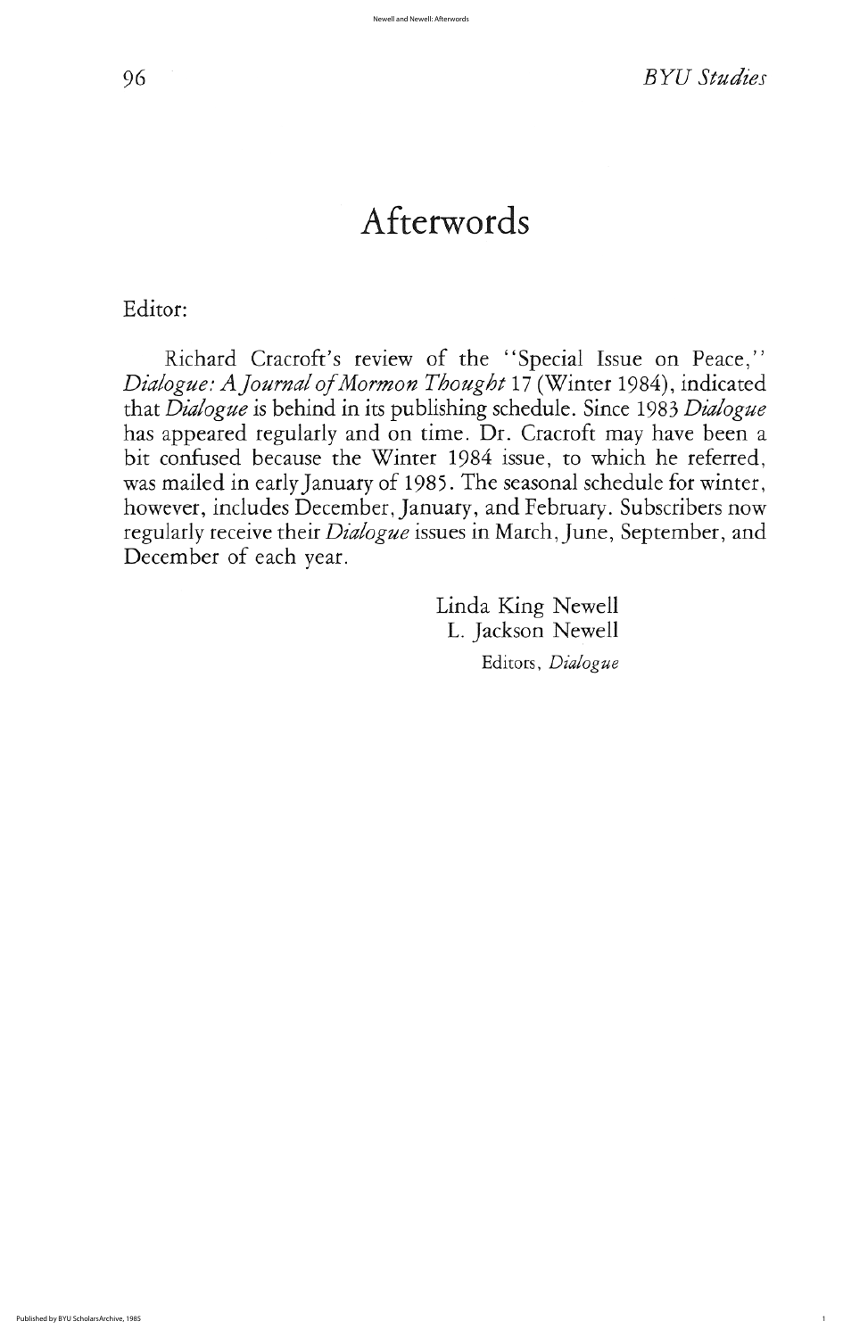# Afterwords

Editor:

Richard Cracroft's review of the "Special Issue on Peace," *Dialogue: A Journal of Mormon Thought* 17 (Winter 1984), indicated that *Dialogue* is behind in its publishing schedule. Since 1983 *Dialogue* has appeared regularly and on time. Dr. Cracroft may have been a bit confused because the Winter 1984 issue, to which he referred, was mailed in early January of 1985. The seasonal schedule for winter, however, includes December, January, and February. Subscribers now regularly receive their *Dialogue* issues in March, June, September, and December of each year.

Linda King Newell
L. Jackson Newell
Editors, *Dialogue*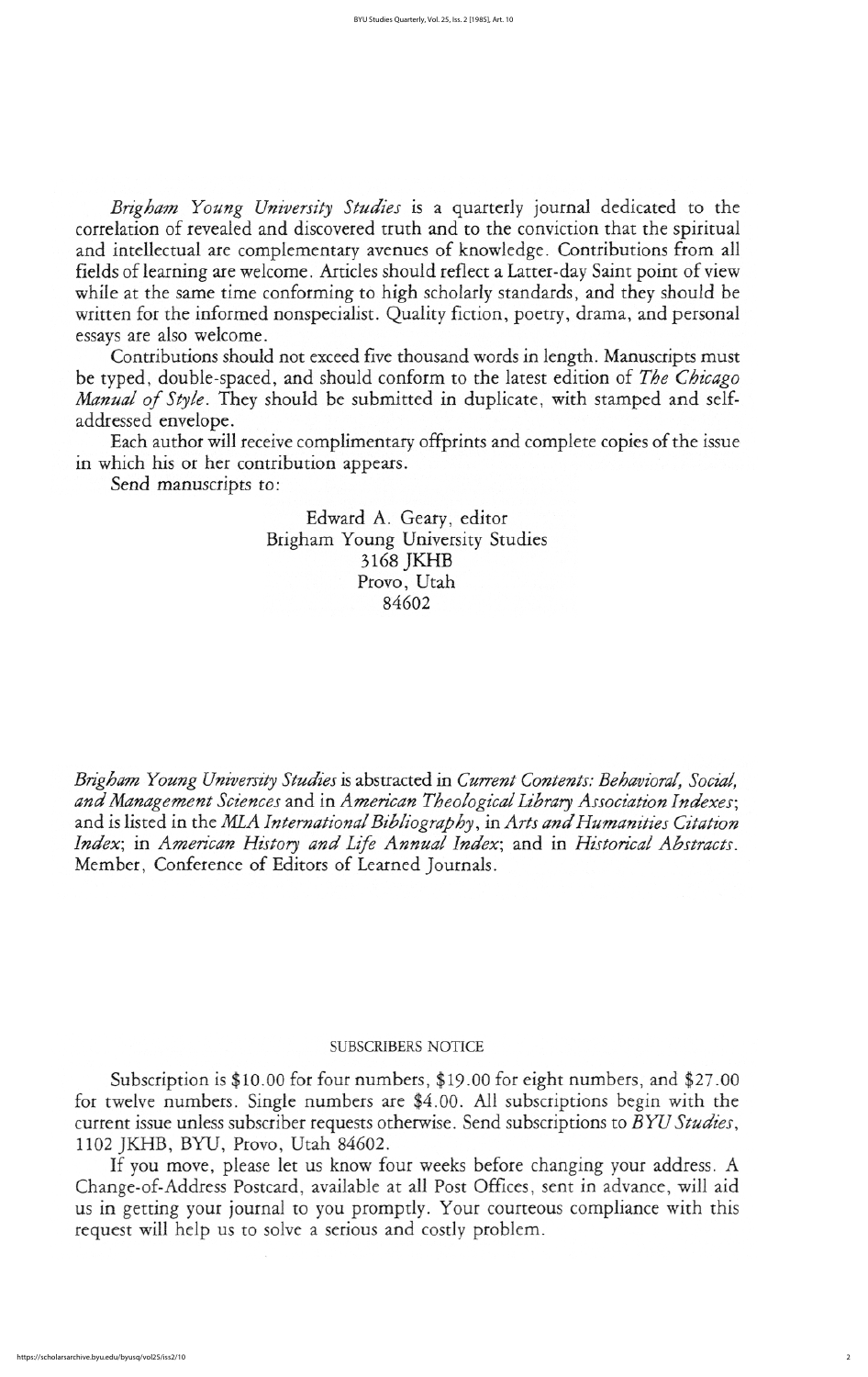*Brigham Young University Studies* is a quarterly journal dedicated to the correlation of revealed and discovered truth and to the conviction that the spiritual and intellectual are complementary avenues of knowledge. Contributions from all fields of learning are welcome. Articles should reflect a Latter-day Saint point of view while at the same time conforming to high scholarly standards, and they should be written for the informed nonspecialist. Quality fiction, poetry, drama, and personal essays are also welcome.

Contributions should not exceed five thousand words in length. Manuscripts must be typed, double-spaced, and should conform to the latest edition of *The Chicago Manual of Style*. They should be submitted in duplicate, with stamped and self-addressed envelope.

Each author will receive complimentary offprints and complete copies of the issue in which his or her contribution appears.

Send manuscripts to:

Edward A. Geary, editor
Brigham Young University Studies
3168 JKHB
Provo, Utah
84602

*Brigham Young University Studies* is abstracted in *Current Contents: Behavioral, Social, and Management Sciences* and in *American Theological Library Association Indexes*; and is listed in the *MLA International Bibliography*, in *Arts and Humanities Citation Index*; in *American History and Life Annual Index*; and in *Historical Abstracts*. Member, Conference of Editors of Learned Journals.

## SUBSCRIBERS NOTICE

Subscription is $10.00 for four numbers, $19.00 for eight numbers, and $27.00 for twelve numbers. Single numbers are $4.00. All subscriptions begin with the current issue unless subscriber requests otherwise. Send subscriptions to *BYU Studies*, 1102 JKHB, BYU, Provo, Utah 84602.

If you move, please let us know four weeks before changing your address. A Change-of-Address Postcard, available at all Post Offices, sent in advance, will aid us in getting your journal to you promptly. Your courteous compliance with this request will help us to solve a serious and costly problem.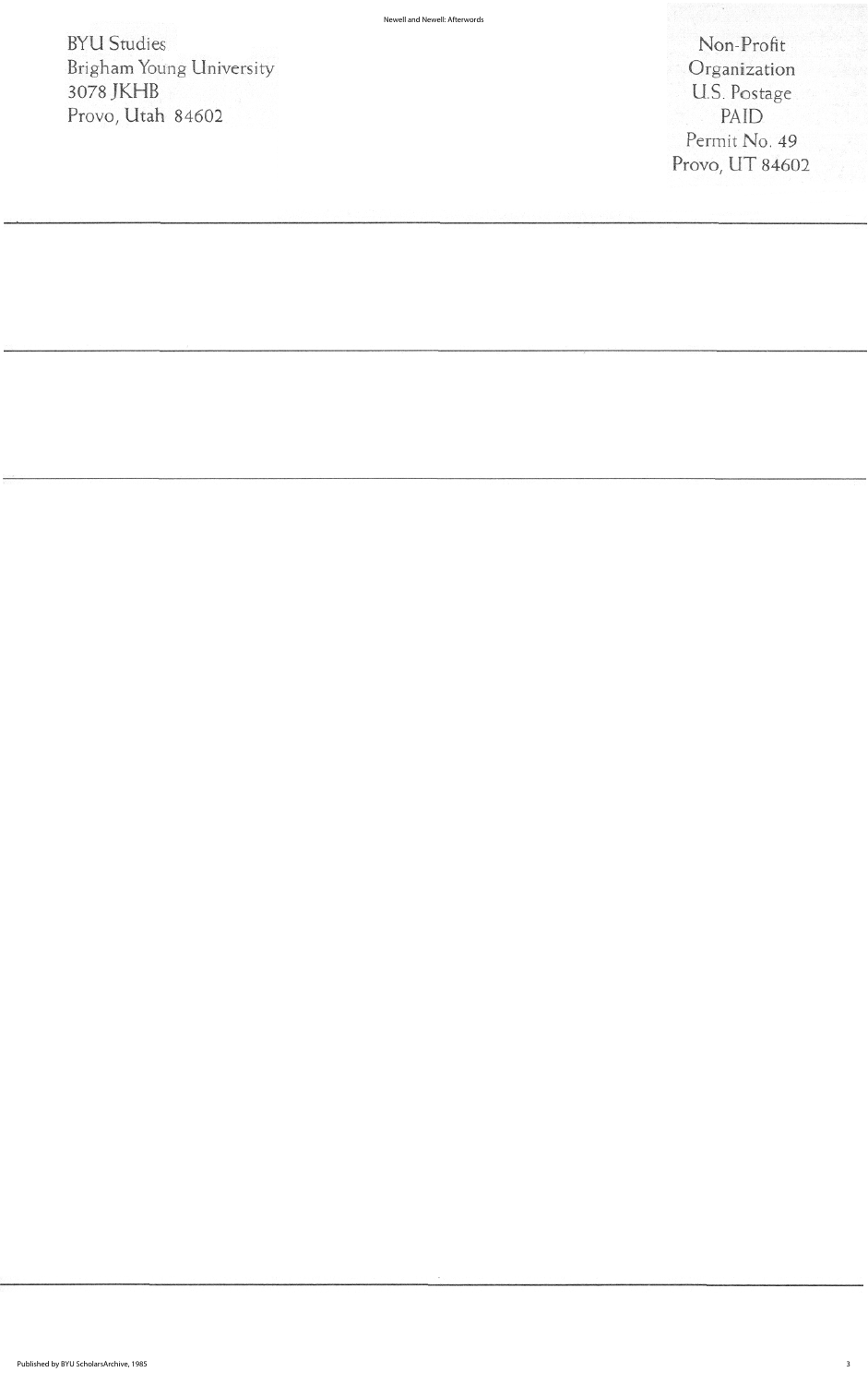BYU Studies
Brigham Young University
3078 JKHB
Provo, Utah 84602

Non-Profit
Organization
U.S. Postage
PAID
Permit No. 49
Provo, UT 84602